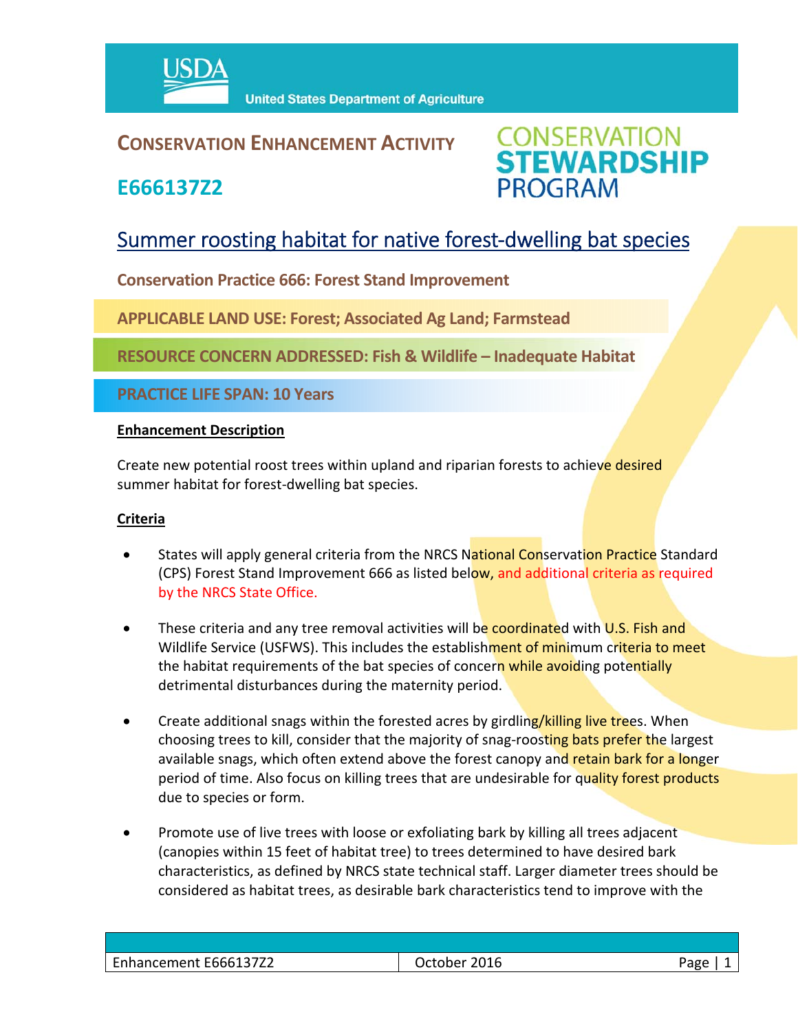USDA United States Department of Agriculture

## CONSERVATION ENHANCEMENT ACTIVITY

## E666137Z2

CONSERVATION STEWARDSHIP PROGRAM

# Summer roosting habitat for native forest-dwelling bat species

**Conservation Practice 666: Forest Stand Improvement**

**APPLICABLE LAND USE: Forest; Associated Ag Land; Farmstead**

**RESOURCE CONCERN ADDRESSED: Fish & Wildlife – Inadequate Habitat**

**PRACTICE LIFE SPAN: 10 Years**

**Enhancement Description**

Create new potential roost trees within upland and riparian forests to achieve desired summer habitat for forest-dwelling bat species.

**Criteria**

- States will apply general criteria from the NRCS National Conservation Practice Standard (CPS) Forest Stand Improvement 666 as listed below, and additional criteria as required by the NRCS State Office.
- These criteria and any tree removal activities will be coordinated with U.S. Fish and Wildlife Service (USFWS). This includes the establishment of minimum criteria to meet the habitat requirements of the bat species of concern while avoiding potentially detrimental disturbances during the maternity period.
- Create additional snags within the forested acres by girdling/killing live trees. When choosing trees to kill, consider that the majority of snag-roosting bats prefer the largest available snags, which often extend above the forest canopy and retain bark for a longer period of time. Also focus on killing trees that are undesirable for quality forest products due to species or form.
- Promote use of live trees with loose or exfoliating bark by killing all trees adjacent (canopies within 15 feet of habitat tree) to trees determined to have desired bark characteristics, as defined by NRCS state technical staff. Larger diameter trees should be considered as habitat trees, as desirable bark characteristics tend to improve with the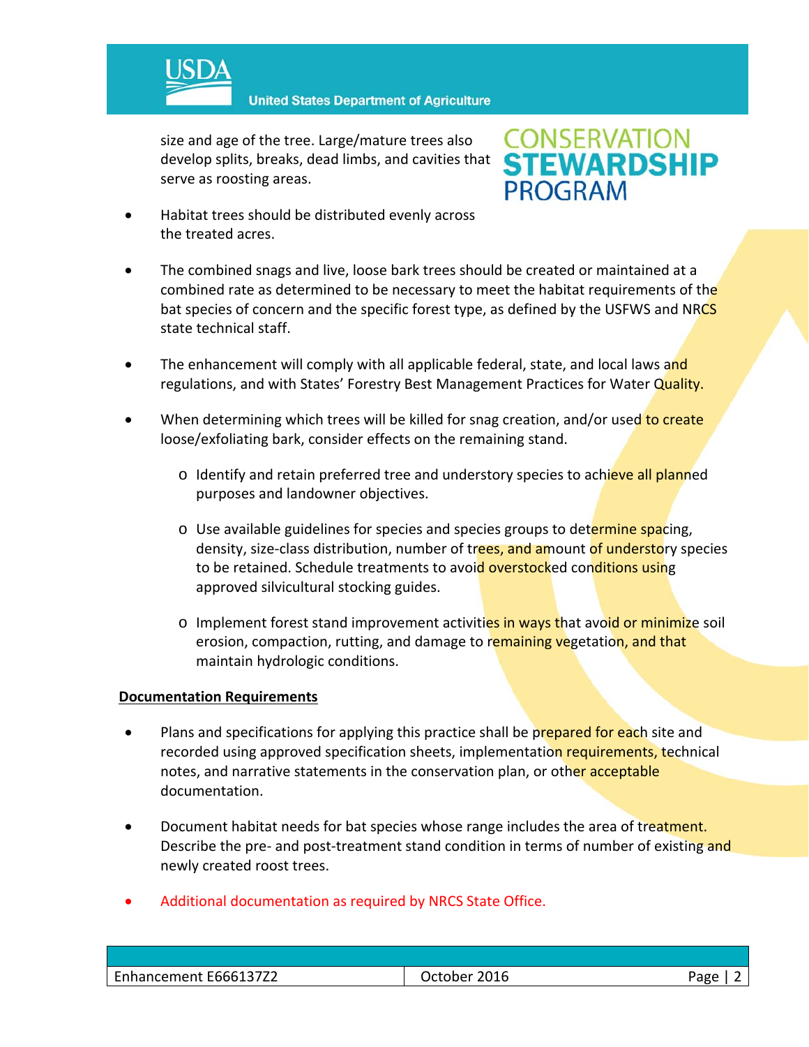size and age of the tree. Large/mature trees also develop splits, breaks, dead limbs, and cavities that serve as roosting areas.

- Habitat trees should be distributed evenly across the treated acres.

- The combined snags and live, loose bark trees should be created or maintained at a combined rate as determined to be necessary to meet the habitat requirements of the bat species of concern and the specific forest type, as defined by the USFWS and NRCS state technical staff.

- The enhancement will comply with all applicable federal, state, and local laws and regulations, and with States' Forestry Best Management Practices for Water Quality.

- When determining which trees will be killed for snag creation, and/or used to create loose/exfoliating bark, consider effects on the remaining stand.
  - Identify and retain preferred tree and understory species to achieve all planned purposes and landowner objectives.
  - Use available guidelines for species and species groups to determine spacing, density, size-class distribution, number of trees, and amount of understory species to be retained. Schedule treatments to avoid overstocked conditions using approved silvicultural stocking guides.
  - Implement forest stand improvement activities in ways that avoid or minimize soil erosion, compaction, rutting, and damage to remaining vegetation, and that maintain hydrologic conditions.

**Documentation Requirements**

- Plans and specifications for applying this practice shall be prepared for each site and recorded using approved specification sheets, implementation requirements, technical notes, and narrative statements in the conservation plan, or other acceptable documentation.

- Document habitat needs for bat species whose range includes the area of treatment. Describe the pre- and post-treatment stand condition in terms of number of existing and newly created roost trees.

- Additional documentation as required by NRCS State Office.